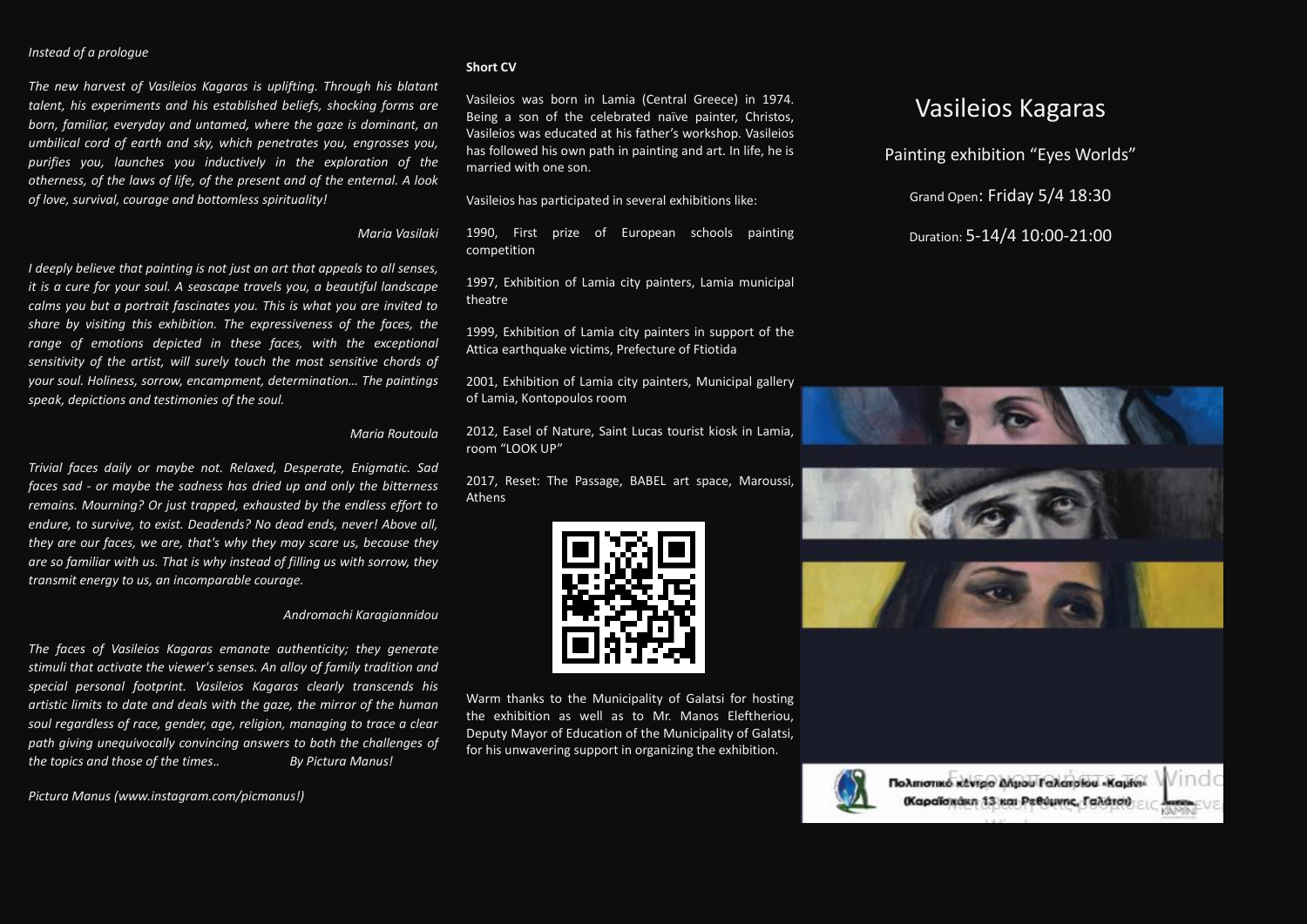*Instead of a prologue*

*The new harvest of Vasileios Kagaras is uplifting. Through his blatant talent, his experiments and his established beliefs, shocking forms are born, familiar, everyday and untamed, where the gaze is dominant, an umbilical cord of earth and sky, which penetrates you, engrosses you, purifies you, launches you inductively in the exploration of the otherness, of the laws of life, of the present and of the enternal. A look of love, survival, courage and bottomless spirituality!*

*Maria Vasilaki*

*I deeply believe that painting is not just an art that appeals to all senses, it is a cure for your soul. A seascape travels you, a beautiful landscape calms you but a portrait fascinates you. This is what you are invited to share by visiting this exhibition. The expressiveness of the faces, the range of emotions depicted in these faces, with the exceptional sensitivity of the artist, will surely touch the most sensitive chords of your soul. Holiness, sorrow, encampment, determination… The paintings speak, depictions and testimonies of the soul.*

*Maria Routoula*

*Trivial faces daily or maybe not. Relaxed, Desperate, Enigmatic. Sad faces sad - or maybe the sadness has dried up and only the bitterness remains. Mourning? Or just trapped, exhausted by the endless effort to endure, to survive, to exist. Deadends? No dead ends, never! Above all, they are our faces, we are, that's why they may scare us, because they are so familiar with us. That is why instead of filling us with sorrow, they transmit energy to us, an incomparable courage.*

*Andromachi Karagiannidou*

*The faces of Vasileios Kagaras emanate authenticity; they generate stimuli that activate the viewer's senses. An alloy of family tradition and special personal footprint. Vasileios Kagaras clearly transcends his artistic limits to date and deals with the gaze, the mirror of the human soul regardless of race, gender, age, religion, managing to trace a clear path giving unequivocally convincing answers to both the challenges of the topics and those of the times.. By Pictura Manus!*

*Pictura Manus (www.instagram.com/picmanus!)*

**Short CV**

Vasileios was born in Lamia (Central Greece) in 1974. Being a son of the celebrated naïve painter, Christos, Vasileios was educated at his father's workshop. Vasileios has followed his own path in painting and art. In life, he is married with one son.

Vasileios has participated in several exhibitions like:

1990, First prize of European schools painting competition

1997, Exhibition of Lamia city painters, Lamia municipal theatre

1999, Exhibition of Lamia city painters in support of the Attica earthquake victims, Prefecture of Ftiotida

2001, Exhibition of Lamia city painters, Municipal gallery of Lamia, Kontopoulos room

2012, Easel of Nature, Saint Lucas tourist kiosk in Lamia, room "LOOK UP"

2017, Reset: The Passage, BABEL art space, Maroussi, Athens

Warm thanks to the Municipality of Galatsi for hosting the exhibition as well as to Mr. Manos Eleftheriou, Deputy Mayor of Education of the Municipality of Galatsi, for his unwavering support in organizing the exhibition.

# Vasileios Kagaras

Painting exhibition "Eyes Worlds"

Grand Open: Friday 5/4 18:30

Duration: 5-14/4 10:00-21:00

Πολιτιστικό κέντρο Δήμου Γαλατσίου «Καμίνι»
(Καραϊσκάκη 13 και Ρεθύμνης, Γαλάτσι)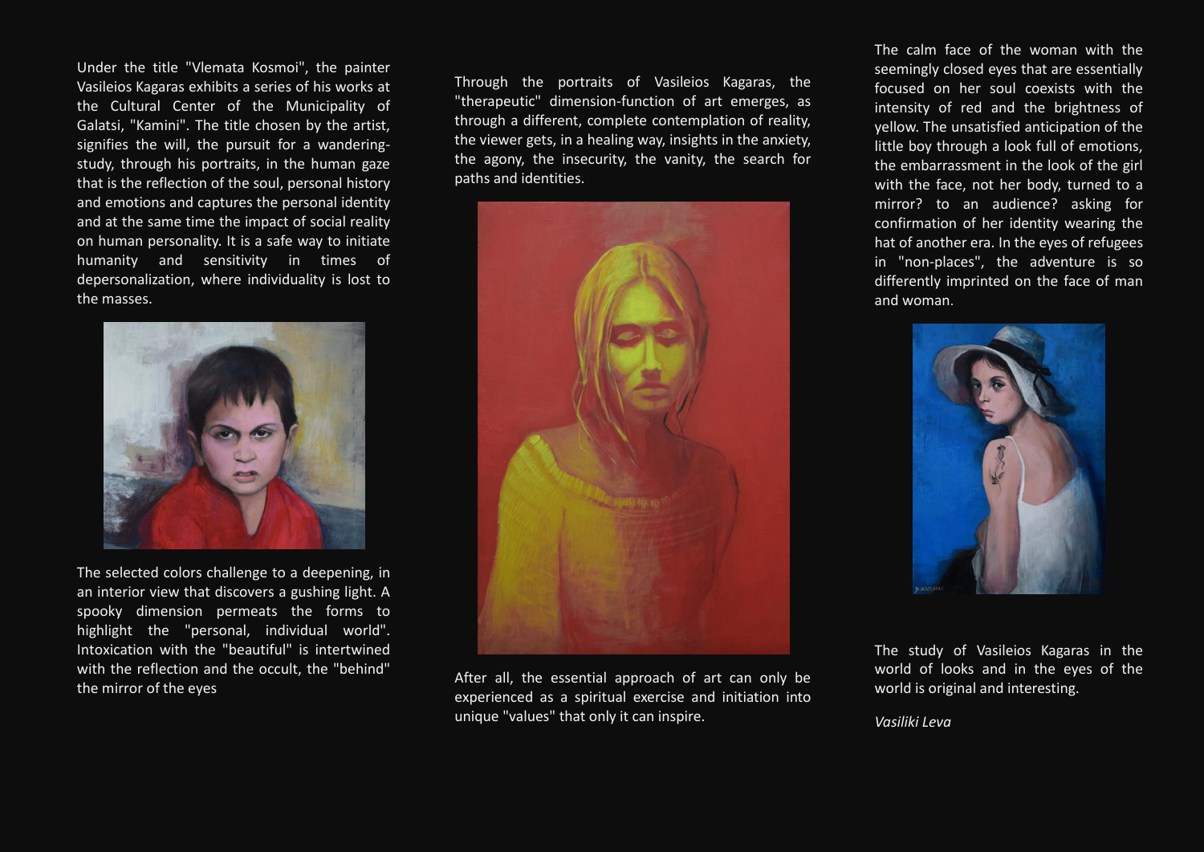Under the title "Vlemata Kosmoi", the painter Vasileios Kagaras exhibits a series of his works at the Cultural Center of the Municipality of Galatsi, "Kamini". The title chosen by the artist, signifies the will, the pursuit for a wandering-study, through his portraits, in the human gaze that is the reflection of the soul, personal history and emotions and captures the personal identity and at the same time the impact of social reality on human personality. It is a safe way to initiate humanity and sensitivity in times of depersonalization, where individuality is lost to the masses.

The selected colors challenge to a deepening, in an interior view that discovers a gushing light. A spooky dimension permeats the forms to highlight the "personal, individual world". Intoxication with the "beautiful" is intertwined with the reflection and the occult, the "behind" the mirror of the eyes

Through the portraits of Vasileios Kagaras, the "therapeutic" dimension-function of art emerges, as through a different, complete contemplation of reality, the viewer gets, in a healing way, insights in the anxiety, the agony, the insecurity, the vanity, the search for paths and identities.

After all, the essential approach of art can only be experienced as a spiritual exercise and initiation into unique "values" that only it can inspire.

The calm face of the woman with the seemingly closed eyes that are essentially focused on her soul coexists with the intensity of red and the brightness of yellow. The unsatisfied anticipation of the little boy through a look full of emotions, the embarrassment in the look of the girl with the face, not her body, turned to a mirror? to an audience? asking for confirmation of her identity wearing the hat of another era. In the eyes of refugees in "non-places", the adventure is so differently imprinted on the face of man and woman.

The study of Vasileios Kagaras in the world of looks and in the eyes of the world is original and interesting.

*Vasiliki Leva*